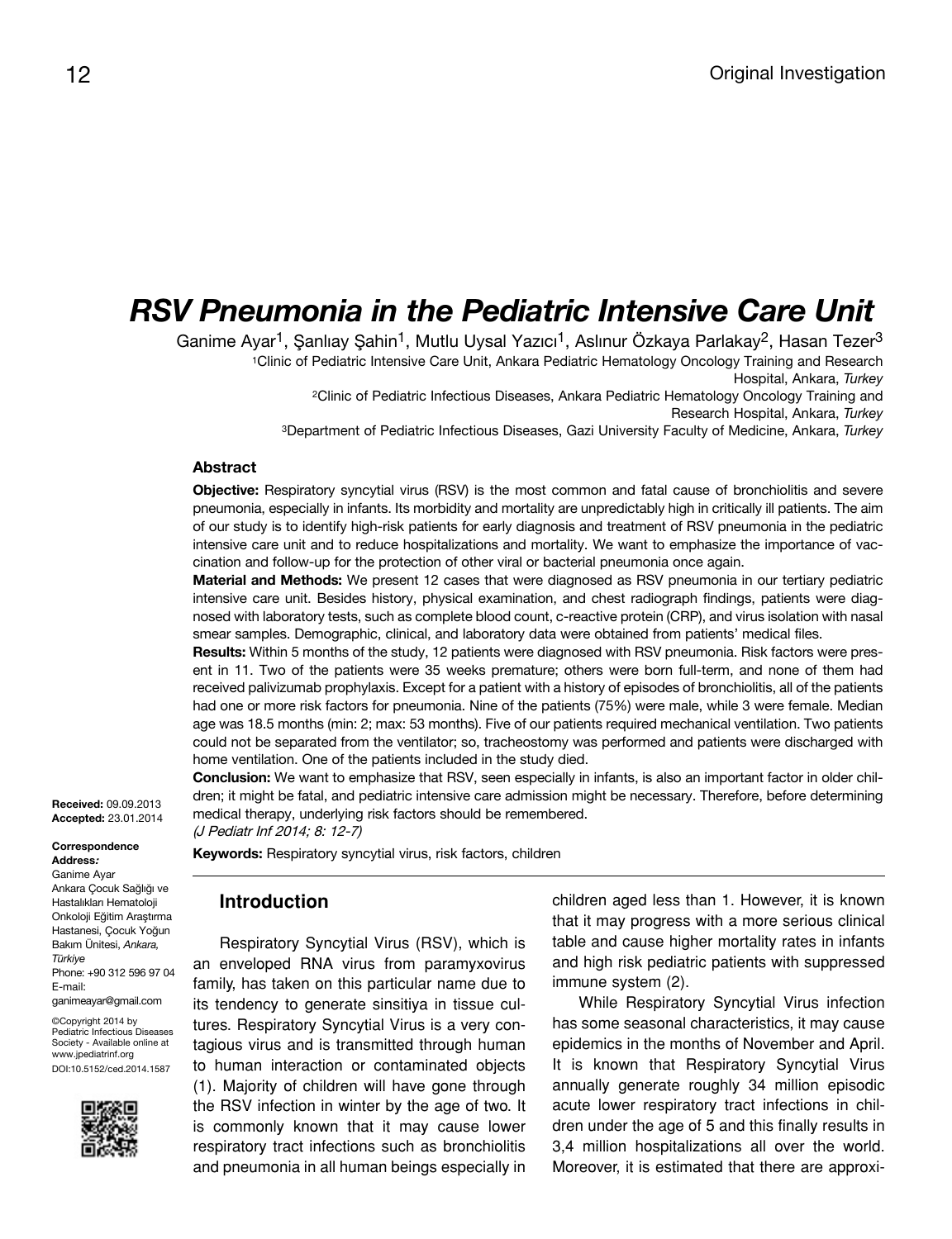Original Investigation

# RSV Pneumonia in the Pediatric Intensive Care Unit

Ganime Ayar[1], Şanlıay Şahin[1], Mutlu Uysal Yazıcı[1], Aslınur Özkaya Parlakay[2], Hasan Tezer[3]

[1]Clinic of Pediatric Intensive Care Unit, Ankara Pediatric Hematology Oncology Training and Research Hospital, Ankara, *Turkey*

[2]Clinic of Pediatric Infectious Diseases, Ankara Pediatric Hematology Oncology Training and Research Hospital, Ankara, *Turkey*

[3]Department of Pediatric Infectious Diseases, Gazi University Faculty of Medicine, Ankara, *Turkey*

### Abstract

**Objective:** Respiratory syncytial virus (RSV) is the most common and fatal cause of bronchiolitis and severe pneumonia, especially in infants. Its morbidity and mortality are unpredictably high in critically ill patients. The aim of our study is to identify high-risk patients for early diagnosis and treatment of RSV pneumonia in the pediatric intensive care unit and to reduce hospitalizations and mortality. We want to emphasize the importance of vaccination and follow-up for the protection of other viral or bacterial pneumonia once again.

**Material and Methods:** We present 12 cases that were diagnosed as RSV pneumonia in our tertiary pediatric intensive care unit. Besides history, physical examination, and chest radiograph findings, patients were diagnosed with laboratory tests, such as complete blood count, c-reactive protein (CRP), and virus isolation with nasal smear samples. Demographic, clinical, and laboratory data were obtained from patients' medical files.

**Results:** Within 5 months of the study, 12 patients were diagnosed with RSV pneumonia. Risk factors were present in 11. Two of the patients were 35 weeks premature; others were born full-term, and none of them had received palivizumab prophylaxis. Except for a patient with a history of episodes of bronchiolitis, all of the patients had one or more risk factors for pneumonia. Nine of the patients (75%) were male, while 3 were female. Median age was 18.5 months (min: 2; max: 53 months). Five of our patients required mechanical ventilation. Two patients could not be separated from the ventilator; so, tracheostomy was performed and patients were discharged with home ventilation. One of the patients included in the study died.

**Conclusion:** We want to emphasize that RSV, seen especially in infants, is also an important factor in older children; it might be fatal, and pediatric intensive care admission might be necessary. Therefore, before determining medical therapy, underlying risk factors should be remembered.

*(J Pediatr Inf 2014; 8: 12-7)*

**Keywords:** Respiratory syncytial virus, risk factors, children

**Received:** 09.09.2013
**Accepted:** 23.01.2014

**Correspondence Address:**
Ganime Ayar
Ankara Çocuk Sağlığı ve Hastalıkları Hematoloji Onkoloji Eğitim Araştırma Hastanesi, Çocuk Yoğun Bakım Ünitesi, *Ankara, Türkiye*
Phone: +90 312 596 97 04
E-mail: ganimeayar@gmail.com

©Copyright 2014 by Pediatric Infectious Diseases Society - Available online at www.jpediatrinf.org
DOI:10.5152/ced.2014.1587

## Introduction

Respiratory Syncytial Virus (RSV), which is an enveloped RNA virus from paramyxovirus family, has taken on this particular name due to its tendency to generate sinsitiya in tissue cultures. Respiratory Syncytial Virus is a very contagious virus and is transmitted through human to human interaction or contaminated objects (1). Majority of children will have gone through the RSV infection in winter by the age of two. It is commonly known that it may cause lower respiratory tract infections such as bronchiolitis and pneumonia in all human beings especially in children aged less than 1. However, it is known that it may progress with a more serious clinical table and cause higher mortality rates in infants and high risk pediatric patients with suppressed immune system (2).

While Respiratory Syncytial Virus infection has some seasonal characteristics, it may cause epidemics in the months of November and April. It is known that Respiratory Syncytial Virus annually generate roughly 34 million episodic acute lower respiratory tract infections in children under the age of 5 and this finally results in 3,4 million hospitalizations all over the world. Moreover, it is estimated that there are approxi-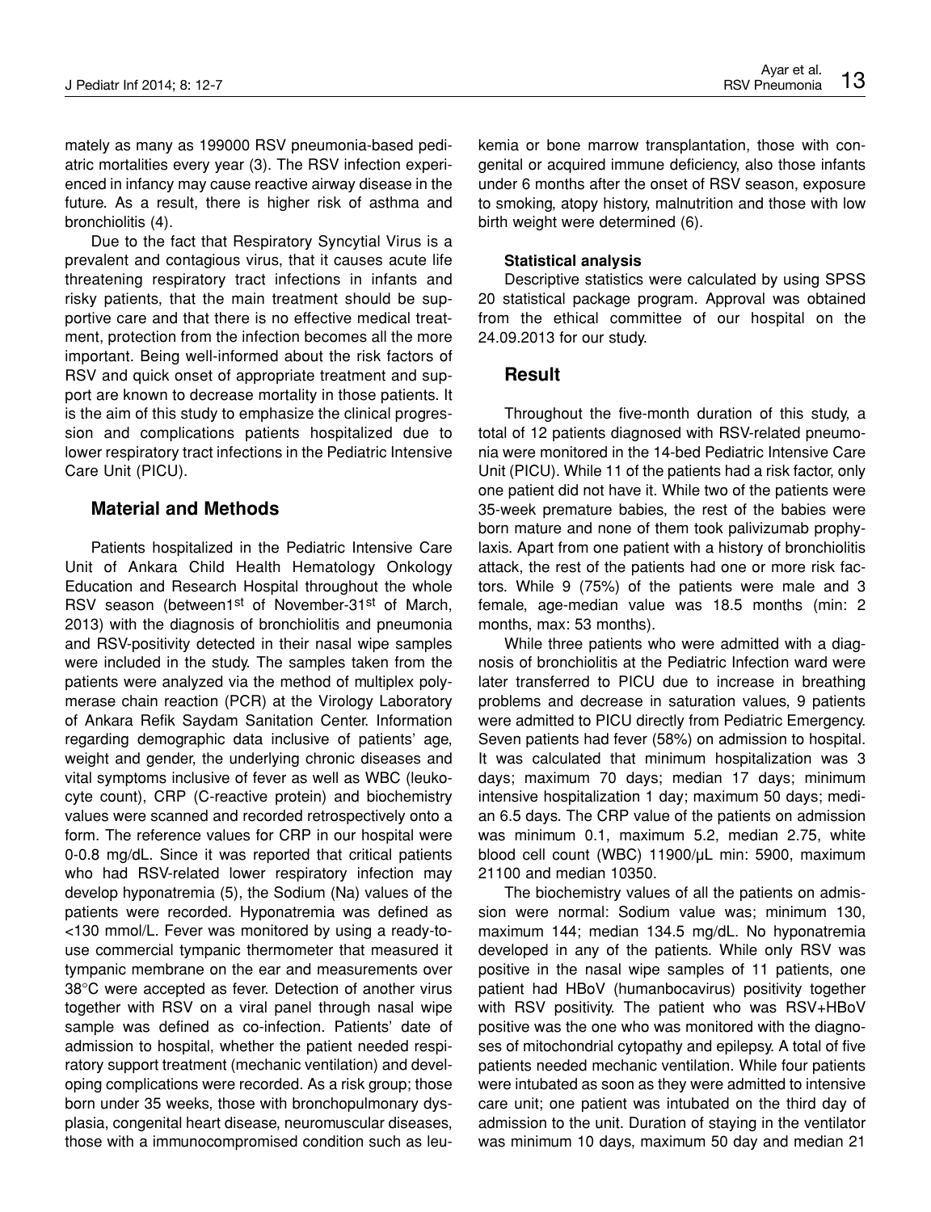mately as many as 199000 RSV pneumonia-based pediatric mortalities every year (3). The RSV infection experienced in infancy may cause reactive airway disease in the future. As a result, there is higher risk of asthma and bronchiolitis (4).

Due to the fact that Respiratory Syncytial Virus is a prevalent and contagious virus, that it causes acute life threatening respiratory tract infections in infants and risky patients, that the main treatment should be supportive care and that there is no effective medical treatment, protection from the infection becomes all the more important. Being well-informed about the risk factors of RSV and quick onset of appropriate treatment and support are known to decrease mortality in those patients. It is the aim of this study to emphasize the clinical progression and complications patients hospitalized due to lower respiratory tract infections in the Pediatric Intensive Care Unit (PICU).

## Material and Methods

Patients hospitalized in the Pediatric Intensive Care Unit of Ankara Child Health Hematology Onkology Education and Research Hospital throughout the whole RSV season (between1st of November-31st of March, 2013) with the diagnosis of bronchiolitis and pneumonia and RSV-positivity detected in their nasal wipe samples were included in the study. The samples taken from the patients were analyzed via the method of multiplex polymerase chain reaction (PCR) at the Virology Laboratory of Ankara Refik Saydam Sanitation Center. Information regarding demographic data inclusive of patients' age, weight and gender, the underlying chronic diseases and vital symptoms inclusive of fever as well as WBC (leukocyte count), CRP (C-reactive protein) and biochemistry values were scanned and recorded retrospectively onto a form. The reference values for CRP in our hospital were 0-0.8 mg/dL. Since it was reported that critical patients who had RSV-related lower respiratory infection may develop hyponatremia (5), the Sodium (Na) values of the patients were recorded. Hyponatremia was defined as <130 mmol/L. Fever was monitored by using a ready-to-use commercial tympanic thermometer that measured it tympanic membrane on the ear and measurements over 38°C were accepted as fever. Detection of another virus together with RSV on a viral panel through nasal wipe sample was defined as co-infection. Patients' date of admission to hospital, whether the patient needed respiratory support treatment (mechanic ventilation) and developing complications were recorded. As a risk group; those born under 35 weeks, those with bronchopulmonary dysplasia, congenital heart disease, neuromuscular diseases, those with a immunocompromised condition such as leukemia or bone marrow transplantation, those with congenital or acquired immune deficiency, also those infants under 6 months after the onset of RSV season, exposure to smoking, atopy history, malnutrition and those with low birth weight were determined (6).

### Statistical analysis

Descriptive statistics were calculated by using SPSS 20 statistical package program. Approval was obtained from the ethical committee of our hospital on the 24.09.2013 for our study.

## Result

Throughout the five-month duration of this study, a total of 12 patients diagnosed with RSV-related pneumonia were monitored in the 14-bed Pediatric Intensive Care Unit (PICU). While 11 of the patients had a risk factor, only one patient did not have it. While two of the patients were 35-week premature babies, the rest of the babies were born mature and none of them took palivizumab prophylaxis. Apart from one patient with a history of bronchiolitis attack, the rest of the patients had one or more risk factors. While 9 (75%) of the patients were male and 3 female, age-median value was 18.5 months (min: 2 months, max: 53 months).

While three patients who were admitted with a diagnosis of bronchiolitis at the Pediatric Infection ward were later transferred to PICU due to increase in breathing problems and decrease in saturation values, 9 patients were admitted to PICU directly from Pediatric Emergency. Seven patients had fever (58%) on admission to hospital. It was calculated that minimum hospitalization was 3 days; maximum 70 days; median 17 days; minimum intensive hospitalization 1 day; maximum 50 days; median 6.5 days. The CRP value of the patients on admission was minimum 0.1, maximum 5.2, median 2.75, white blood cell count (WBC) 11900/μL min: 5900, maximum 21100 and median 10350.

The biochemistry values of all the patients on admission were normal: Sodium value was; minimum 130, maximum 144; median 134.5 mg/dL. No hyponatremia developed in any of the patients. While only RSV was positive in the nasal wipe samples of 11 patients, one patient had HBoV (humanbocavirus) positivity together with RSV positivity. The patient who was RSV+HBoV positive was the one who was monitored with the diagnoses of mitochondrial cytopathy and epilepsy. A total of five patients needed mechanic ventilation. While four patients were intubated as soon as they were admitted to intensive care unit; one patient was intubated on the third day of admission to the unit. Duration of staying in the ventilator was minimum 10 days, maximum 50 day and median 21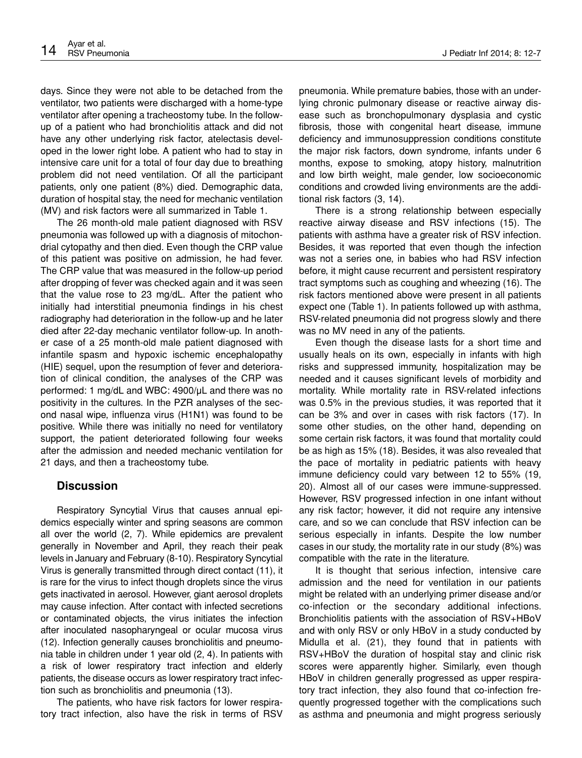days. Since they were not able to be detached from the ventilator, two patients were discharged with a home-type ventilator after opening a tracheostomy tube. In the follow-up of a patient who had bronchiolitis attack and did not have any other underlying risk factor, atelectasis developed in the lower right lobe. A patient who had to stay in intensive care unit for a total of four day due to breathing problem did not need ventilation. Of all the participant patients, only one patient (8%) died. Demographic data, duration of hospital stay, the need for mechanic ventilation (MV) and risk factors were all summarized in Table 1.

The 26 month-old male patient diagnosed with RSV pneumonia was followed up with a diagnosis of mitochondrial cytopathy and then died. Even though the CRP value of this patient was positive on admission, he had fever. The CRP value that was measured in the follow-up period after dropping of fever was checked again and it was seen that the value rose to 23 mg/dL. After the patient who initially had interstitial pneumonia findings in his chest radiography had deterioration in the follow-up and he later died after 22-day mechanic ventilator follow-up. In another case of a 25 month-old male patient diagnosed with infantile spasm and hypoxic ischemic encephalopathy (HIE) sequel, upon the resumption of fever and deterioration of clinical condition, the analyses of the CRP was performed: 1 mg/dL and WBC: 4900/µL and there was no positivity in the cultures. In the PZR analyses of the second nasal wipe, influenza virus (H1N1) was found to be positive. While there was initially no need for ventilatory support, the patient deteriorated following four weeks after the admission and needed mechanic ventilation for 21 days, and then a tracheostomy tube.

## Discussion

Respiratory Syncytial Virus that causes annual epidemics especially winter and spring seasons are common all over the world (2, 7). While epidemics are prevalent generally in November and April, they reach their peak levels in January and February (8-10). Respiratory Syncytial Virus is generally transmitted through direct contact (11), it is rare for the virus to infect though droplets since the virus gets inactivated in aerosol. However, giant aerosol droplets may cause infection. After contact with infected secretions or contaminated objects, the virus initiates the infection after inoculated nasopharyngeal or ocular mucosa virus (12). Infection generally causes bronchiolitis and pneumonia table in children under 1 year old (2, 4). In patients with a risk of lower respiratory tract infection and elderly patients, the disease occurs as lower respiratory tract infection such as bronchiolitis and pneumonia (13).

The patients, who have risk factors for lower respiratory tract infection, also have the risk in terms of RSV pneumonia. While premature babies, those with an underlying chronic pulmonary disease or reactive airway disease such as bronchopulmonary dysplasia and cystic fibrosis, those with congenital heart disease, immune deficiency and immunosuppression conditions constitute the major risk factors, down syndrome, infants under 6 months, expose to smoking, atopy history, malnutrition and low birth weight, male gender, low socioeconomic conditions and crowded living environments are the additional risk factors (3, 14).

There is a strong relationship between especially reactive airway disease and RSV infections (15). The patients with asthma have a greater risk of RSV infection. Besides, it was reported that even though the infection was not a series one, in babies who had RSV infection before, it might cause recurrent and persistent respiratory tract symptoms such as coughing and wheezing (16). The risk factors mentioned above were present in all patients expect one (Table 1). In patients followed up with asthma, RSV-related pneumonia did not progress slowly and there was no MV need in any of the patients.

Even though the disease lasts for a short time and usually heals on its own, especially in infants with high risks and suppressed immunity, hospitalization may be needed and it causes significant levels of morbidity and mortality. While mortality rate in RSV-related infections was 0.5% in the previous studies, it was reported that it can be 3% and over in cases with risk factors (17). In some other studies, on the other hand, depending on some certain risk factors, it was found that mortality could be as high as 15% (18). Besides, it was also revealed that the pace of mortality in pediatric patients with heavy immune deficiency could vary between 12 to 55% (19, 20). Almost all of our cases were immune-suppressed. However, RSV progressed infection in one infant without any risk factor; however, it did not require any intensive care, and so we can conclude that RSV infection can be serious especially in infants. Despite the low number cases in our study, the mortality rate in our study (8%) was compatible with the rate in the literature.

It is thought that serious infection, intensive care admission and the need for ventilation in our patients might be related with an underlying primer disease and/or co-infection or the secondary additional infections. Bronchiolitis patients with the association of RSV+HBoV and with only RSV or only HBoV in a study conducted by Midulla et al. (21), they found that in patients with RSV+HBoV the duration of hospital stay and clinic risk scores were apparently higher. Similarly, even though HBoV in children generally progressed as upper respiratory tract infection, they also found that co-infection frequently progressed together with the complications such as asthma and pneumonia and might progress seriously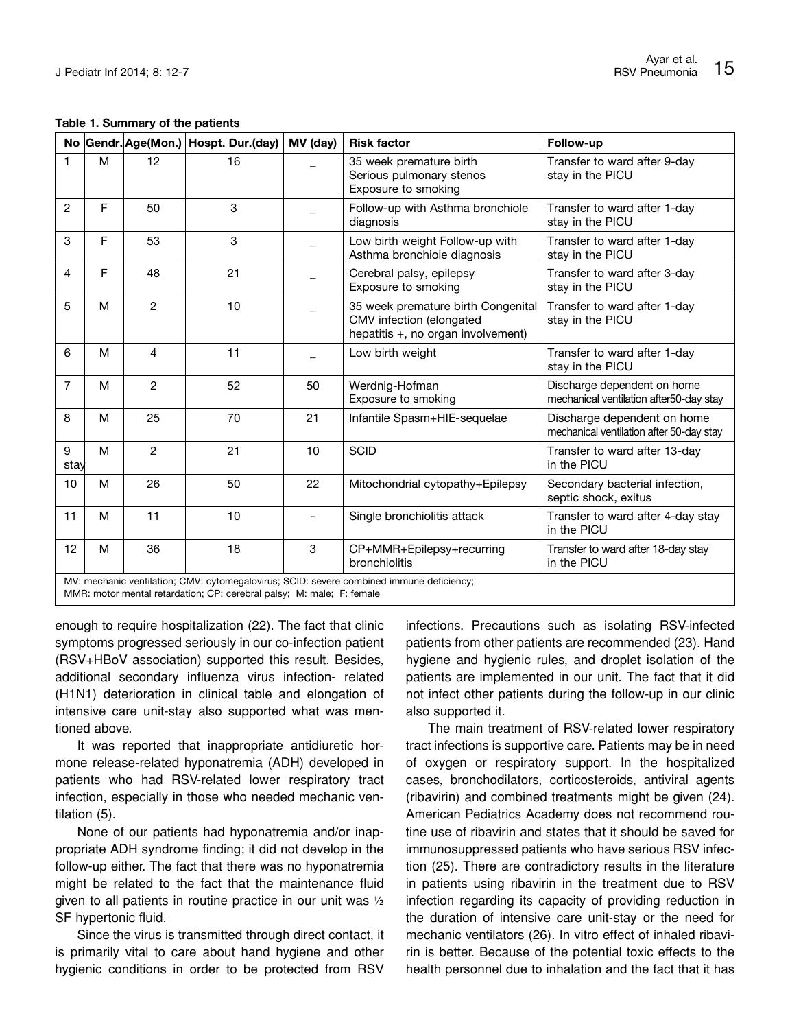**Table 1. Summary of the patients**

| No | Gendr. | Age(Mon.) | Hospt. Dur.(day) | MV (day) | Risk factor | Follow-up |
|---|---|---|---|---|---|---|
| 1 | M | 12 | 16 | _ | 35 week premature birth Serious pulmonary stenos Exposure to smoking | Transfer to ward after 9-day stay in the PICU |
| 2 | F | 50 | 3 | _ | Follow-up with Asthma bronchiole diagnosis | Transfer to ward after 1-day stay in the PICU |
| 3 | F | 53 | 3 | _ | Low birth weight Follow-up with Asthma bronchiole diagnosis | Transfer to ward after 1-day stay in the PICU |
| 4 | F | 48 | 21 | _ | Cerebral palsy, epilepsy Exposure to smoking | Transfer to ward after 3-day stay in the PICU |
| 5 | M | 2 | 10 | _ | 35 week premature birth Congenital CMV infection (elongated hepatitis +, no organ involvement) | Transfer to ward after 1-day stay in the PICU |
| 6 | M | 4 | 11 | _ | Low birth weight | Transfer to ward after 1-day stay in the PICU |
| 7 | M | 2 | 52 | 50 | Werdnig-Hofman Exposure to smoking | Discharge dependent on home mechanical ventilation after50-day stay |
| 8 | M | 25 | 70 | 21 | Infantile Spasm+HIE-sequelae | Discharge dependent on home mechanical ventilation after 50-day stay |
| 9 stay | M | 2 | 21 | 10 | SCID | Transfer to ward after 13-day in the PICU |
| 10 | M | 26 | 50 | 22 | Mitochondrial cytopathy+Epilepsy | Secondary bacterial infection, septic shock, exitus |
| 11 | M | 11 | 10 | - | Single bronchiolitis attack | Transfer to ward after 4-day stay in the PICU |
| 12 | M | 36 | 18 | 3 | CP+MMR+Epilepsy+recurring bronchiolitis | Transfer to ward after 18-day stay in the PICU |

MV: mechanic ventilation; CMV: cytomegalovirus; SCID: severe combined immune deficiency; MMR: motor mental retardation; CP: cerebral palsy; M: male; F: female

enough to require hospitalization (22). The fact that clinic symptoms progressed seriously in our co-infection patient (RSV+HBoV association) supported this result. Besides, additional secondary influenza virus infection- related (H1N1) deterioration in clinical table and elongation of intensive care unit-stay also supported what was mentioned above.

It was reported that inappropriate antidiuretic hormone release-related hyponatremia (ADH) developed in patients who had RSV-related lower respiratory tract infection, especially in those who needed mechanic ventilation (5).

None of our patients had hyponatremia and/or inappropriate ADH syndrome finding; it did not develop in the follow-up either. The fact that there was no hyponatremia might be related to the fact that the maintenance fluid given to all patients in routine practice in our unit was ½ SF hypertonic fluid.

Since the virus is transmitted through direct contact, it is primarily vital to care about hand hygiene and other hygienic conditions in order to be protected from RSV infections. Precautions such as isolating RSV-infected patients from other patients are recommended (23). Hand hygiene and hygienic rules, and droplet isolation of the patients are implemented in our unit. The fact that it did not infect other patients during the follow-up in our clinic also supported it.

The main treatment of RSV-related lower respiratory tract infections is supportive care. Patients may be in need of oxygen or respiratory support. In the hospitalized cases, bronchodilators, corticosteroids, antiviral agents (ribavirin) and combined treatments might be given (24). American Pediatrics Academy does not recommend routine use of ribavirin and states that it should be saved for immunosuppressed patients who have serious RSV infection (25). There are contradictory results in the literature in patients using ribavirin in the treatment due to RSV infection regarding its capacity of providing reduction in the duration of intensive care unit-stay or the need for mechanic ventilators (26). In vitro effect of inhaled ribavirin is better. Because of the potential toxic effects to the health personnel due to inhalation and the fact that it has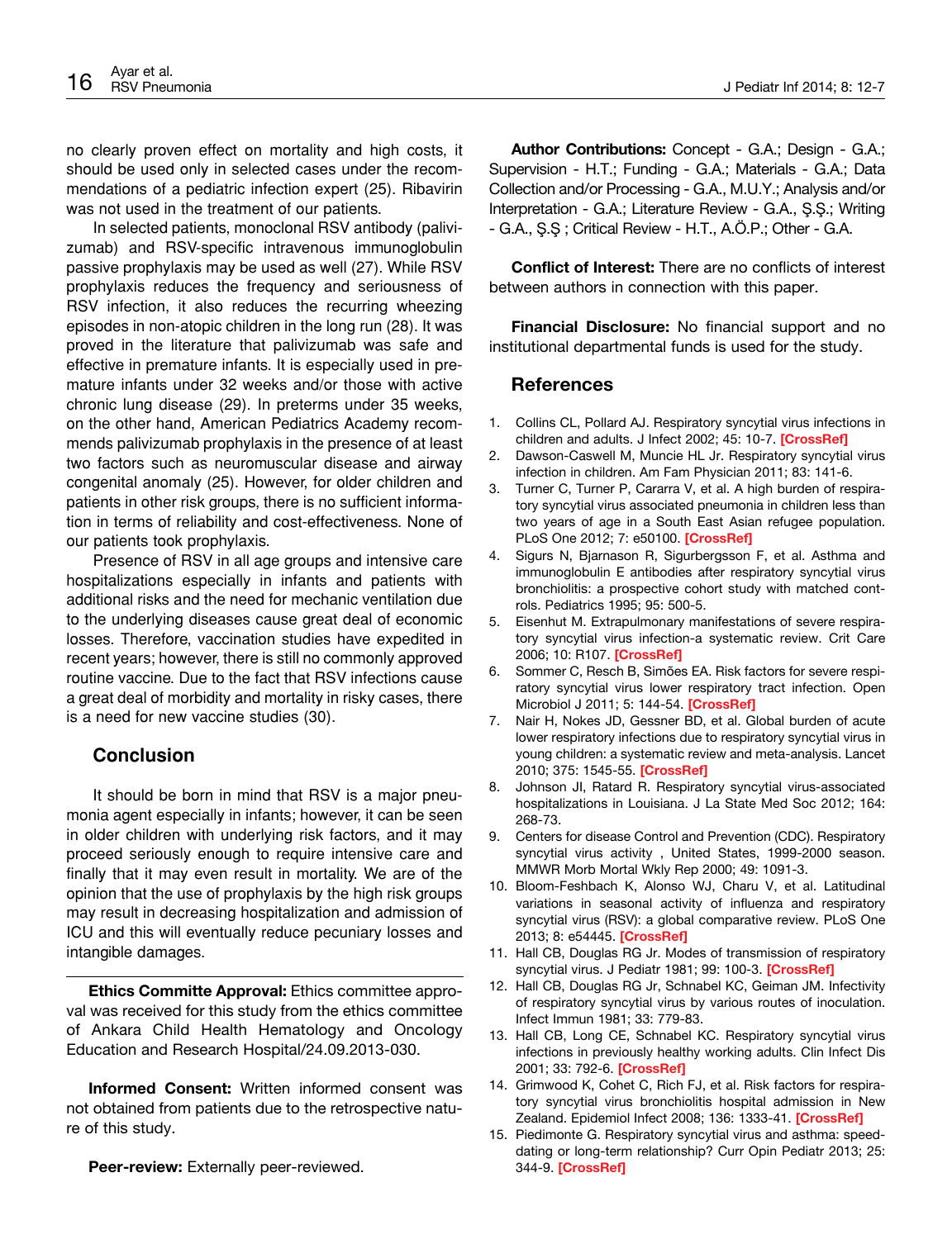no clearly proven effect on mortality and high costs, it should be used only in selected cases under the recommendations of a pediatric infection expert (25). Ribavirin was not used in the treatment of our patients.

In selected patients, monoclonal RSV antibody (palivizumab) and RSV-specific intravenous immunoglobulin passive prophylaxis may be used as well (27). While RSV prophylaxis reduces the frequency and seriousness of RSV infection, it also reduces the recurring wheezing episodes in non-atopic children in the long run (28). It was proved in the literature that palivizumab was safe and effective in premature infants. It is especially used in premature infants under 32 weeks and/or those with active chronic lung disease (29). In preterms under 35 weeks, on the other hand, American Pediatrics Academy recommends palivizumab prophylaxis in the presence of at least two factors such as neuromuscular disease and airway congenital anomaly (25). However, for older children and patients in other risk groups, there is no sufficient information in terms of reliability and cost-effectiveness. None of our patients took prophylaxis.

Presence of RSV in all age groups and intensive care hospitalizations especially in infants and patients with additional risks and the need for mechanic ventilation due to the underlying diseases cause great deal of economic losses. Therefore, vaccination studies have expedited in recent years; however, there is still no commonly approved routine vaccine. Due to the fact that RSV infections cause a great deal of morbidity and mortality in risky cases, there is a need for new vaccine studies (30).

## Conclusion

It should be born in mind that RSV is a major pneumonia agent especially in infants; however, it can be seen in older children with underlying risk factors, and it may proceed seriously enough to require intensive care and finally that it may even result in mortality. We are of the opinion that the use of prophylaxis by the high risk groups may result in decreasing hospitalization and admission of ICU and this will eventually reduce pecuniary losses and intangible damages.

**Ethics Committe Approval:** Ethics committee approval was received for this study from the ethics committee of Ankara Child Health Hematology and Oncology Education and Research Hospital/24.09.2013-030.

**Informed Consent:** Written informed consent was not obtained from patients due to the retrospective nature of this study.

**Peer-review:** Externally peer-reviewed.

**Author Contributions:** Concept - G.A.; Design - G.A.; Supervision - H.T.; Funding - G.A.; Materials - G.A.; Data Collection and/or Processing - G.A., M.U.Y.; Analysis and/or Interpretation - G.A.; Literature Review - G.A., Ş.Ş.; Writing - G.A., Ş.Ş ; Critical Review - H.T., A.Ö.P.; Other - G.A.

**Conflict of Interest:** There are no conflicts of interest between authors in connection with this paper.

**Financial Disclosure:** No financial support and no institutional departmental funds is used for the study.

## References

1. Collins CL, Pollard AJ. Respiratory syncytial virus infections in children and adults. J Infect 2002; 45: 10-7. [CrossRef]
2. Dawson-Caswell M, Muncie HL Jr. Respiratory syncytial virus infection in children. Am Fam Physician 2011; 83: 141-6.
3. Turner C, Turner P, Cararra V, et al. A high burden of respiratory syncytial virus associated pneumonia in children less than two years of age in a South East Asian refugee population. PLoS One 2012; 7: e50100. [CrossRef]
4. Sigurs N, Bjarnason R, Sigurbergsson F, et al. Asthma and immunoglobulin E antibodies after respiratory syncytial virus bronchiolitis: a prospective cohort study with matched controls. Pediatrics 1995; 95: 500-5.
5. Eisenhut M. Extrapulmonary manifestations of severe respiratory syncytial virus infection-a systematic review. Crit Care 2006; 10: R107. [CrossRef]
6. Sommer C, Resch B, Simões EA. Risk factors for severe respiratory syncytial virus lower respiratory tract infection. Open Microbiol J 2011; 5: 144-54. [CrossRef]
7. Nair H, Nokes JD, Gessner BD, et al. Global burden of acute lower respiratory infections due to respiratory syncytial virus in young children: a systematic review and meta-analysis. Lancet 2010; 375: 1545-55. [CrossRef]
8. Johnson JI, Ratard R. Respiratory syncytial virus-associated hospitalizations in Louisiana. J La State Med Soc 2012; 164: 268-73.
9. Centers for disease Control and Prevention (CDC). Respiratory syncytial virus activity , United States, 1999-2000 season. MMWR Morb Mortal Wkly Rep 2000; 49: 1091-3.
10. Bloom-Feshbach K, Alonso WJ, Charu V, et al. Latitudinal variations in seasonal activity of influenza and respiratory syncytial virus (RSV): a global comparative review. PLoS One 2013; 8: e54445. [CrossRef]
11. Hall CB, Douglas RG Jr. Modes of transmission of respiratory syncytial virus. J Pediatr 1981; 99: 100-3. [CrossRef]
12. Hall CB, Douglas RG Jr, Schnabel KC, Geiman JM. Infectivity of respiratory syncytial virus by various routes of inoculation. Infect Immun 1981; 33: 779-83.
13. Hall CB, Long CE, Schnabel KC. Respiratory syncytial virus infections in previously healthy working adults. Clin Infect Dis 2001; 33: 792-6. [CrossRef]
14. Grimwood K, Cohet C, Rich FJ, et al. Risk factors for respiratory syncytial virus bronchiolitis hospital admission in New Zealand. Epidemiol Infect 2008; 136: 1333-41. [CrossRef]
15. Piedimonte G. Respiratory syncytial virus and asthma: speed-dating or long-term relationship? Curr Opin Pediatr 2013; 25: 344-9. [CrossRef]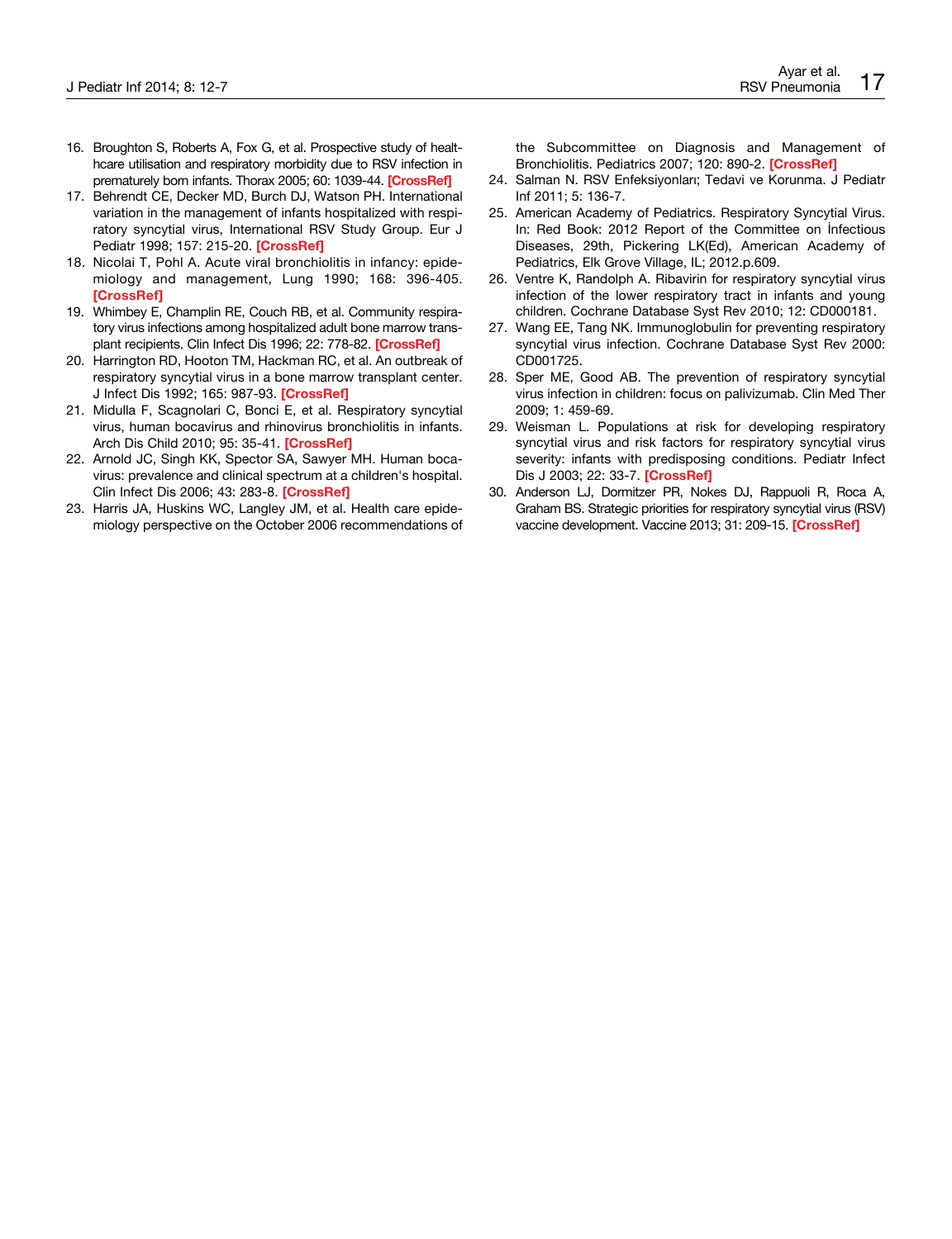16. Broughton S, Roberts A, Fox G, et al. Prospective study of healthcare utilisation and respiratory morbidity due to RSV infection in prematurely born infants. Thorax 2005; 60: 1039-44. [CrossRef]
17. Behrendt CE, Decker MD, Burch DJ, Watson PH. International variation in the management of infants hospitalized with respiratory syncytial virus, International RSV Study Group. Eur J Pediatr 1998; 157: 215-20. [CrossRef]
18. Nicolai T, Pohl A. Acute viral bronchiolitis in infancy: epidemiology and management, Lung 1990; 168: 396-405. [CrossRef]
19. Whimbey E, Champlin RE, Couch RB, et al. Community respiratory virus infections among hospitalized adult bone marrow transplant recipients. Clin Infect Dis 1996; 22: 778-82. [CrossRef]
20. Harrington RD, Hooton TM, Hackman RC, et al. An outbreak of respiratory syncytial virus in a bone marrow transplant center. J Infect Dis 1992; 165: 987-93. [CrossRef]
21. Midulla F, Scagnolari C, Bonci E, et al. Respiratory syncytial virus, human bocavirus and rhinovirus bronchiolitis in infants. Arch Dis Child 2010; 95: 35-41. [CrossRef]
22. Arnold JC, Singh KK, Spector SA, Sawyer MH. Human bocavirus: prevalence and clinical spectrum at a children's hospital. Clin Infect Dis 2006; 43: 283-8. [CrossRef]
23. Harris JA, Huskins WC, Langley JM, et al. Health care epidemiology perspective on the October 2006 recommendations of the Subcommittee on Diagnosis and Management of Bronchiolitis. Pediatrics 2007; 120: 890-2. [CrossRef]
24. Salman N. RSV Enfeksiyonları; Tedavi ve Korunma. J Pediatr Inf 2011; 5: 136-7.
25. American Academy of Pediatrics. Respiratory Syncytial Virus. In: Red Book: 2012 Report of the Committee on İnfectious Diseases, 29th, Pickering LK(Ed), American Academy of Pediatrics, Elk Grove Village, IL; 2012.p.609.
26. Ventre K, Randolph A. Ribavirin for respiratory syncytial virus infection of the lower respiratory tract in infants and young children. Cochrane Database Syst Rev 2010; 12: CD000181.
27. Wang EE, Tang NK. Immunoglobulin for preventing respiratory syncytial virus infection. Cochrane Database Syst Rev 2000: CD001725.
28. Sper ME, Good AB. The prevention of respiratory syncytial virus infection in children: focus on palivizumab. Clin Med Ther 2009; 1: 459-69.
29. Weisman L. Populations at risk for developing respiratory syncytial virus and risk factors for respiratory syncytial virus severity: infants with predisposing conditions. Pediatr Infect Dis J 2003; 22: 33-7. [CrossRef]
30. Anderson LJ, Dormitzer PR, Nokes DJ, Rappuoli R, Roca A, Graham BS. Strategic priorities for respiratory syncytial virus (RSV) vaccine development. Vaccine 2013; 31: 209-15. [CrossRef]